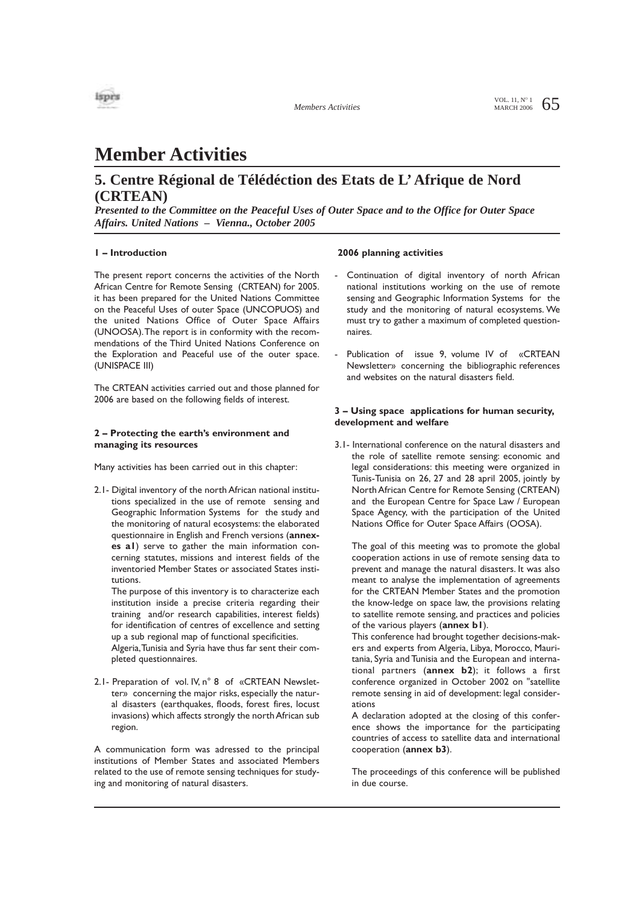# Member Activities

## 5. Centre Régional de Télédéction des Etats de L' Afrique de Nord (CRTEAN)

***Presented to the Committee on the Peaceful Uses of Outer Space and to the Office for Outer Space Affairs. United Nations – Vienna., October 2005***

### 1 – Introduction

The present report concerns the activities of the North African Centre for Remote Sensing (CRTEAN) for 2005. it has been prepared for the United Nations Committee on the Peaceful Uses of outer Space (UNCOPUOS) and the united Nations Office of Outer Space Affairs (UNOOSA). The report is in conformity with the recommendations of the Third United Nations Conference on the Exploration and Peaceful use of the outer space. (UNISPACE III)

The CRTEAN activities carried out and those planned for 2006 are based on the following fields of interest.

### 2 – Protecting the earth's environment and managing its resources

Many activities has been carried out in this chapter:

2.1- Digital inventory of the north African national institutions specialized in the use of remote sensing and Geographic Information Systems for the study and the monitoring of natural ecosystems: the elaborated questionnaire in English and French versions (**annexes a1**) serve to gather the main information concerning statutes, missions and interest fields of the inventoried Member States or associated States institutions.

The purpose of this inventory is to characterize each institution inside a precise criteria regarding their training and/or research capabilities, interest fields) for identification of centres of excellence and setting up a sub regional map of functional specificities.

Algeria, Tunisia and Syria have thus far sent their completed questionnaires.

2.1- Preparation of vol. IV, n° 8 of «CRTEAN Newsletter» concerning the major risks, especially the natural disasters (earthquakes, floods, forest fires, locust invasions) which affects strongly the north African sub region.

A communication form was adressed to the principal institutions of Member States and associated Members related to the use of remote sensing techniques for studying and monitoring of natural disasters.

### 2006 planning activities

- Continuation of digital inventory of north African national institutions working on the use of remote sensing and Geographic Information Systems for the study and the monitoring of natural ecosystems. We must try to gather a maximum of completed questionnaires.
- Publication of issue 9, volume IV of «CRTEAN Newsletter» concerning the bibliographic references and websites on the natural disasters field.

### 3 – Using space applications for human security, development and welfare

3.1- International conference on the natural disasters and the role of satellite remote sensing: economic and legal considerations: this meeting were organized in Tunis-Tunisia on 26, 27 and 28 april 2005, jointly by North African Centre for Remote Sensing (CRTEAN) and the European Centre for Space Law / European Space Agency, with the participation of the United Nations Office for Outer Space Affairs (OOSA).

The goal of this meeting was to promote the global cooperation actions in use of remote sensing data to prevent and manage the natural disasters. It was also meant to analyse the implementation of agreements for the CRTEAN Member States and the promotion the know-ledge on space law, the provisions relating to satellite remote sensing, and practices and policies of the various players (**annex b1**).

This conference had brought together decisions-makers and experts from Algeria, Libya, Morocco, Mauritania, Syria and Tunisia and the European and international partners (**annex b2**); it follows a first conference organized in October 2002 on "satellite remote sensing in aid of development: legal considerations

A declaration adopted at the closing of this conference shows the importance for the participating countries of access to satellite data and international cooperation (**annex b3**).

The proceedings of this conference will be published in due course.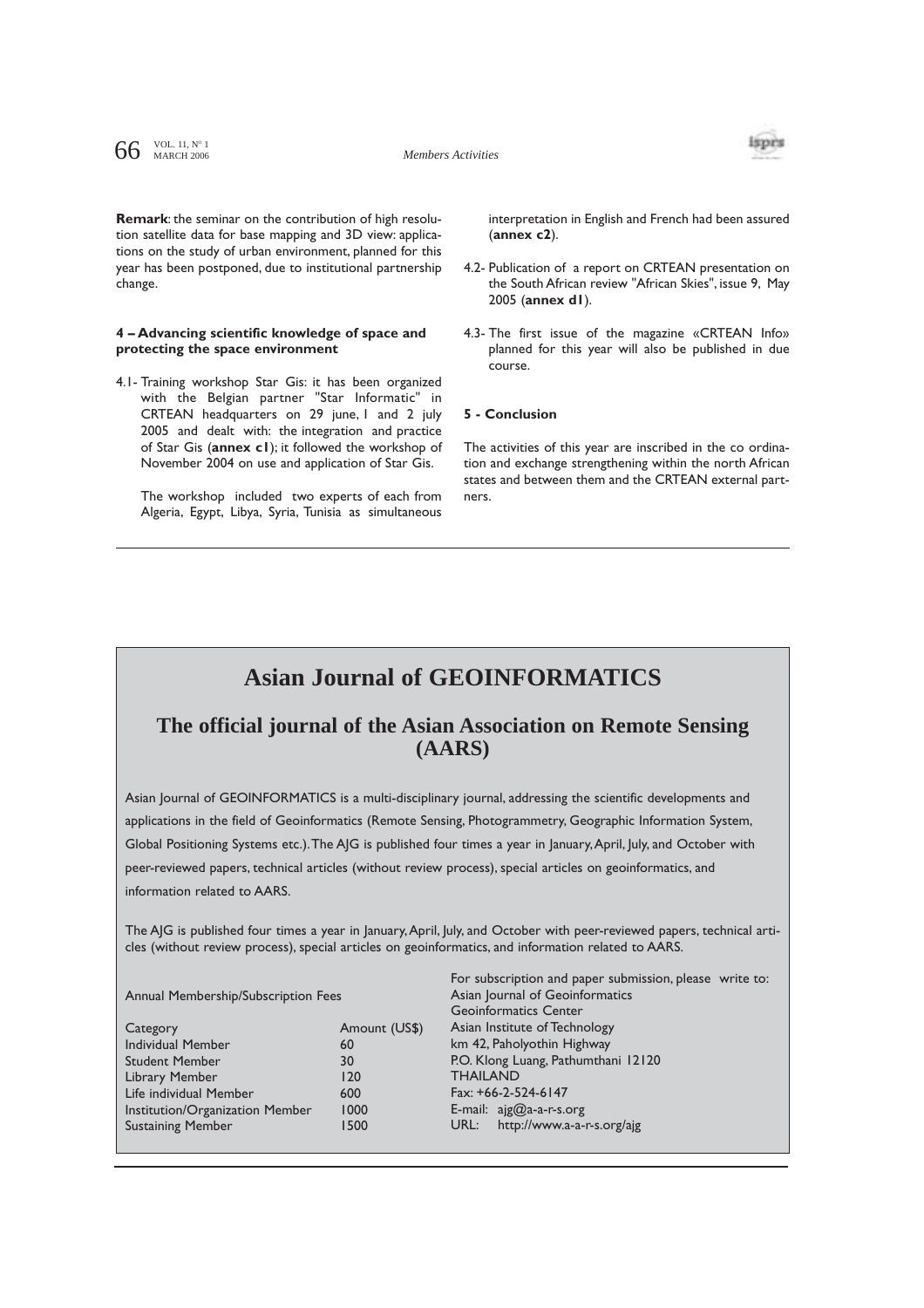**Remark**: the seminar on the contribution of high resolution satellite data for base mapping and 3D view: applications on the study of urban environment, planned for this year has been postponed, due to institutional partnership change.

#### 4 – Advancing scientific knowledge of space and protecting the space environment

4.1- Training workshop Star Gis: it has been organized with the Belgian partner "Star Informatic" in CRTEAN headquarters on 29 june, 1 and 2 july 2005 and dealt with: the integration and practice of Star Gis (**annex c1**); it followed the workshop of November 2004 on use and application of Star Gis.

The workshop included two experts of each from Algeria, Egypt, Libya, Syria, Tunisia as simultaneous interpretation in English and French had been assured (**annex c2**).

4.2- Publication of a report on CRTEAN presentation on the South African review "African Skies", issue 9, May 2005 (**annex d1**).

4.3- The first issue of the magazine «CRTEAN Info» planned for this year will also be published in due course.

#### 5 - Conclusion

The activities of this year are inscribed in the co ordination and exchange strengthening within the north African states and between them and the CRTEAN external partners.

---

# Asian Journal of GEOINFORMATICS

## The official journal of the Asian Association on Remote Sensing (AARS)

Asian Journal of GEOINFORMATICS is a multi-disciplinary journal, addressing the scientific developments and applications in the field of Geoinformatics (Remote Sensing, Photogrammetry, Geographic Information System, Global Positioning Systems etc.). The AJG is published four times a year in January, April, July, and October with peer-reviewed papers, technical articles (without review process), special articles on geoinformatics, and information related to AARS.

The AJG is published four times a year in January, April, July, and October with peer-reviewed papers, technical articles (without review process), special articles on geoinformatics, and information related to AARS.

Annual Membership/Subscription Fees

| Category | Amount (US$) |
|---|---|
| Individual Member | 60 |
| Student Member | 30 |
| Library Member | 120 |
| Life individual Member | 600 |
| Institution/Organization Member | 1000 |
| Sustaining Member | 1500 |

For subscription and paper submission, please write to:
Asian Journal of Geoinformatics
Geoinformatics Center
Asian Institute of Technology
km 42, Paholyothin Highway
P.O. Klong Luang, Pathumthani 12120
THAILAND
Fax: +66-2-524-6147
E-mail: ajg@a-a-r-s.org
URL: http://www.a-a-r-s.org/ajg